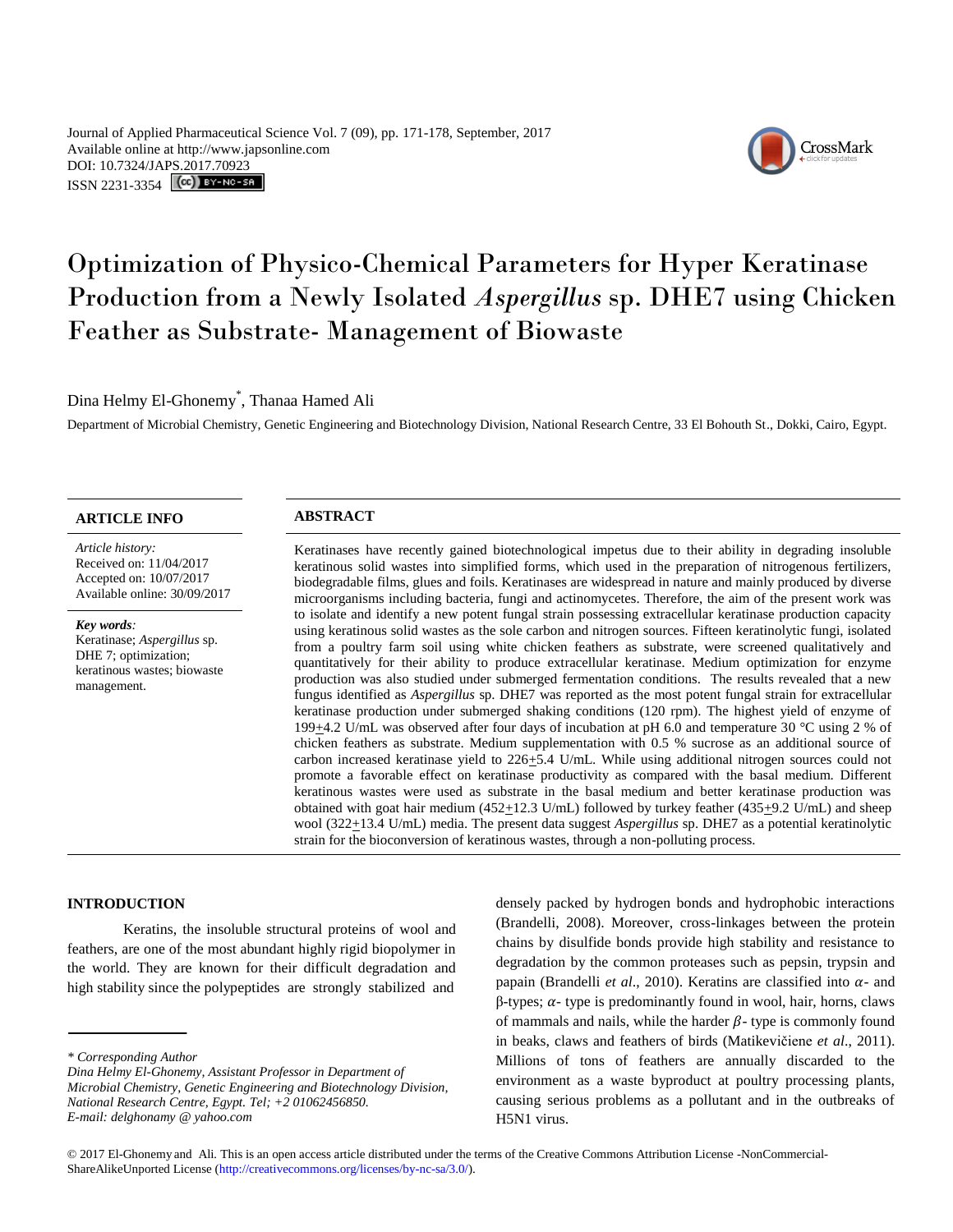Journal of Applied Pharmaceutical Science Vol. 7 (09), pp. 171-178, September, 2017
Available online at http://www.japsonline.com
DOI: 10.7324/JAPS.2017.70923
ISSN 2231-3354

# Optimization of Physico-Chemical Parameters for Hyper Keratinase Production from a Newly Isolated *Aspergillus* sp. DHE7 using Chicken Feather as Substrate- Management of Biowaste

Dina Helmy El-Ghonemy*, Thanaa Hamed Ali

Department of Microbial Chemistry, Genetic Engineering and Biotechnology Division, National Research Centre, 33 El Bohouth St., Dokki, Cairo, Egypt.

## ARTICLE INFO

*Article history:*
Received on: 11/04/2017
Accepted on: 10/07/2017
Available online: 30/09/2017

***Key words**:*
Keratinase; *Aspergillus* sp. DHE 7; optimization; keratinous wastes; biowaste management.

## ABSTRACT

Keratinases have recently gained biotechnological impetus due to their ability in degrading insoluble keratinous solid wastes into simplified forms, which used in the preparation of nitrogenous fertilizers, biodegradable films, glues and foils. Keratinases are widespread in nature and mainly produced by diverse microorganisms including bacteria, fungi and actinomycetes. Therefore, the aim of the present work was to isolate and identify a new potent fungal strain possessing extracellular keratinase production capacity using keratinous solid wastes as the sole carbon and nitrogen sources. Fifteen keratinolytic fungi, isolated from a poultry farm soil using white chicken feathers as substrate, were screened qualitatively and quantitatively for their ability to produce extracellular keratinase. Medium optimization for enzyme production was also studied under submerged fermentation conditions. The results revealed that a new fungus identified as *Aspergillus* sp. DHE7 was reported as the most potent fungal strain for extracellular keratinase production under submerged shaking conditions (120 rpm). The highest yield of enzyme of 199±4.2 U/mL was observed after four days of incubation at pH 6.0 and temperature 30 °C using 2 % of chicken feathers as substrate. Medium supplementation with 0.5 % sucrose as an additional source of carbon increased keratinase yield to 226±5.4 U/mL. While using additional nitrogen sources could not promote a favorable effect on keratinase productivity as compared with the basal medium. Different keratinous wastes were used as substrate in the basal medium and better keratinase production was obtained with goat hair medium (452±12.3 U/mL) followed by turkey feather (435±9.2 U/mL) and sheep wool (322±13.4 U/mL) media. The present data suggest *Aspergillus* sp. DHE7 as a potential keratinolytic strain for the bioconversion of keratinous wastes, through a non-polluting process.

## INTRODUCTION

Keratins, the insoluble structural proteins of wool and feathers, are one of the most abundant highly rigid biopolymer in the world. They are known for their difficult degradation and high stability since the polypeptides are strongly stabilized and densely packed by hydrogen bonds and hydrophobic interactions (Brandelli, 2008). Moreover, cross-linkages between the protein chains by disulfide bonds provide high stability and resistance to degradation by the common proteases such as pepsin, trypsin and papain (Brandelli *et al*., 2010). Keratins are classified into $\alpha$- and β-types; $\alpha$- type is predominantly found in wool, hair, horns, claws of mammals and nails, while the harder $\beta$- type is commonly found in beaks, claws and feathers of birds (Matikevičiene *et al*., 2011). Millions of tons of feathers are annually discarded to the environment as a waste byproduct at poultry processing plants, causing serious problems as a pollutant and in the outbreaks of H5N1 virus.

---

*\* Corresponding Author*
*Dina Helmy El-Ghonemy, Assistant Professor in Department of Microbial Chemistry, Genetic Engineering and Biotechnology Division, National Research Centre, Egypt. Tel; +2 01062456850.*
*E-mail: delghonamy @ yahoo.com*

© 2017 El-Ghonemy and Ali. This is an open access article distributed under the terms of the Creative Commons Attribution License -NonCommercial-ShareAlikeUnported License (http://creativecommons.org/licenses/by-nc-sa/3.0/).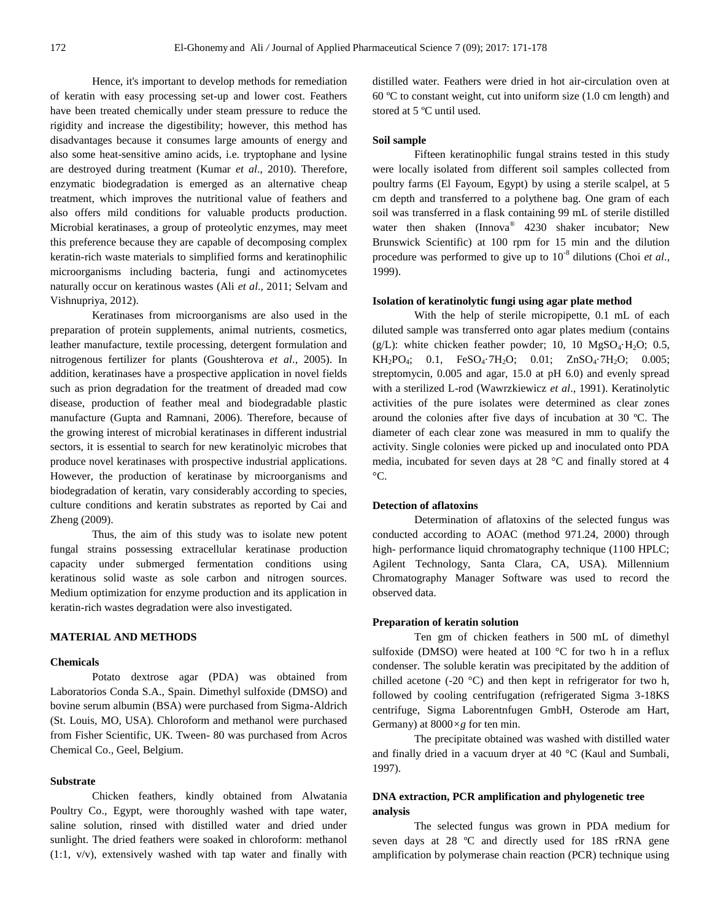Hence, it's important to develop methods for remediation of keratin with easy processing set-up and lower cost. Feathers have been treated chemically under steam pressure to reduce the rigidity and increase the digestibility; however, this method has disadvantages because it consumes large amounts of energy and also some heat-sensitive amino acids, i.e. tryptophane and lysine are destroyed during treatment (Kumar *et al*., 2010). Therefore, enzymatic biodegradation is emerged as an alternative cheap treatment, which improves the nutritional value of feathers and also offers mild conditions for valuable products production. Microbial keratinases, a group of proteolytic enzymes, may meet this preference because they are capable of decomposing complex keratin-rich waste materials to simplified forms and keratinophilic microorganisms including bacteria, fungi and actinomycetes naturally occur on keratinous wastes (Ali *et al*., 2011; Selvam and Vishnupriya, 2012).

Keratinases from microorganisms are also used in the preparation of protein supplements, animal nutrients, cosmetics, leather manufacture, textile processing, detergent formulation and nitrogenous fertilizer for plants (Goushterova *et al*., 2005). In addition, keratinases have a prospective application in novel fields such as prion degradation for the treatment of dreaded mad cow disease, production of feather meal and biodegradable plastic manufacture (Gupta and Ramnani, 2006). Therefore, because of the growing interest of microbial keratinases in different industrial sectors, it is essential to search for new keratinolyic microbes that produce novel keratinases with prospective industrial applications. However, the production of keratinase by microorganisms and biodegradation of keratin, vary considerably according to species, culture conditions and keratin substrates as reported by Cai and Zheng (2009).

Thus, the aim of this study was to isolate new potent fungal strains possessing extracellular keratinase production capacity under submerged fermentation conditions using keratinous solid waste as sole carbon and nitrogen sources. Medium optimization for enzyme production and its application in keratin-rich wastes degradation were also investigated.

## MATERIAL AND METHODS

### Chemicals

Potato dextrose agar (PDA) was obtained from Laboratorios Conda S.A., Spain. Dimethyl sulfoxide (DMSO) and bovine serum albumin (BSA) were purchased from Sigma-Aldrich (St. Louis, MO, USA). Chloroform and methanol were purchased from Fisher Scientific, UK. Tween- 80 was purchased from Acros Chemical Co., Geel, Belgium.

### Substrate

Chicken feathers, kindly obtained from Alwatania Poultry Co., Egypt, were thoroughly washed with tape water, saline solution, rinsed with distilled water and dried under sunlight. The dried feathers were soaked in chloroform: methanol (1:1, v/v), extensively washed with tap water and finally with distilled water. Feathers were dried in hot air-circulation oven at 60 ºC to constant weight, cut into uniform size (1.0 cm length) and stored at 5 ºC until used.

### Soil sample

Fifteen keratinophilic fungal strains tested in this study were locally isolated from different soil samples collected from poultry farms (El Fayoum, Egypt) by using a sterile scalpel, at 5 cm depth and transferred to a polythene bag. One gram of each soil was transferred in a flask containing 99 mL of sterile distilled water then shaken (Innova® 4230 shaker incubator; New Brunswick Scientific) at 100 rpm for 15 min and the dilution procedure was performed to give up to $10^{-8}$ dilutions (Choi *et al*., 1999).

### Isolation of keratinolytic fungi using agar plate method

With the help of sterile micropipette, 0.1 mL of each diluted sample was transferred onto agar plates medium (contains (g/L): white chicken feather powder; 10, 10 $MgSO_4 \cdot H_2O$; 0.5, $KH_2PO_4$; 0.1, $FeSO_4 \cdot 7H_2O$; 0.01; $ZnSO_4 \cdot 7H_2O$; 0.005; streptomycin, 0.005 and agar, 15.0 at pH 6.0) and evenly spread with a sterilized L-rod (Wawrzkiewicz *et al*., 1991). Keratinolytic activities of the pure isolates were determined as clear zones around the colonies after five days of incubation at 30 ºC. The diameter of each clear zone was measured in mm to qualify the activity. Single colonies were picked up and inoculated onto PDA media, incubated for seven days at 28 °C and finally stored at 4 °C.

### Detection of aflatoxins

Determination of aflatoxins of the selected fungus was conducted according to AOAC (method 971.24, 2000) through high- performance liquid chromatography technique (1100 HPLC; Agilent Technology, Santa Clara, CA, USA). Millennium Chromatography Manager Software was used to record the observed data.

### Preparation of keratin solution

Ten gm of chicken feathers in 500 mL of dimethyl sulfoxide (DMSO) were heated at 100 °C for two h in a reflux condenser. The soluble keratin was precipitated by the addition of chilled acetone (-20 °C) and then kept in refrigerator for two h, followed by cooling centrifugation (refrigerated Sigma 3-18KS centrifuge, Sigma Laborentnfugen GmbH, Osterode am Hart, Germany) at $8000 \times g$ for ten min.

The precipitate obtained was washed with distilled water and finally dried in a vacuum dryer at 40 °C (Kaul and Sumbali, 1997).

### DNA extraction, PCR amplification and phylogenetic tree analysis

The selected fungus was grown in PDA medium for seven days at 28 ºC and directly used for 18S rRNA gene amplification by polymerase chain reaction (PCR) technique using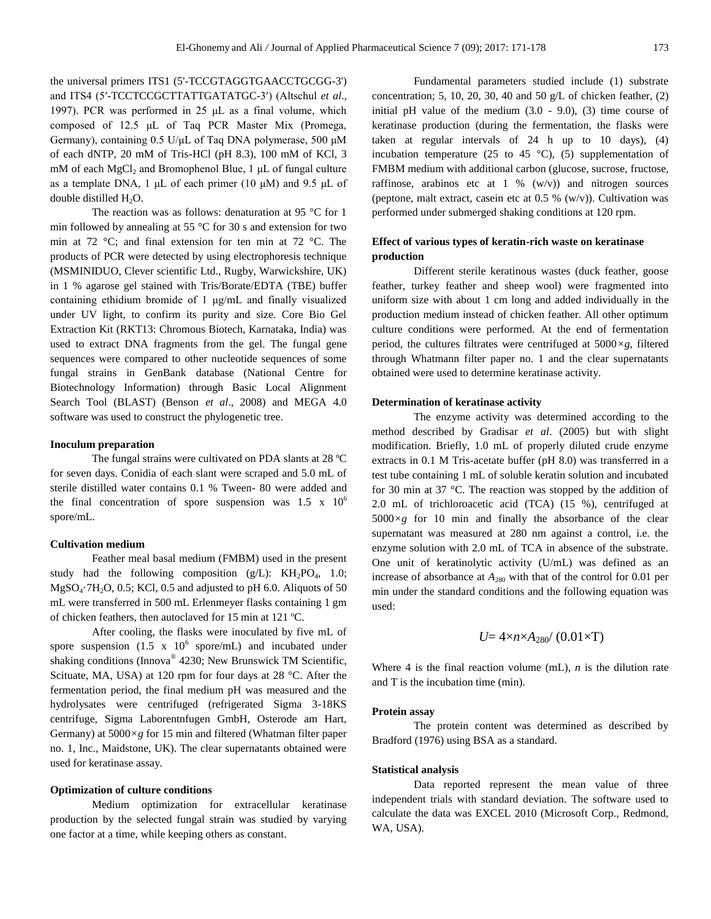the universal primers ITS1 (5'-TCCGTAGGTGAACCTGCGG-3') and ITS4 (5′-TCCTCCGCTTATTGATATGC-3′) (Altschul *et al*., 1997). PCR was performed in 25 μL as a final volume, which composed of 12.5 μL of Taq PCR Master Mix (Promega, Germany), containing 0.5 U/μL of Taq DNA polymerase, 500 μM of each dNTP, 20 mM of Tris-HCl (pH 8.3), 100 mM of KCl, 3 mM of each $MgCl_2$ and Bromophenol Blue, 1 μL of fungal culture as a template DNA, 1 μL of each primer (10 μM) and 9.5 μL of double distilled $H_2O$.

The reaction was as follows: denaturation at 95 °C for 1 min followed by annealing at 55 °C for 30 s and extension for two min at 72 °C; and final extension for ten min at 72 °C. The products of PCR were detected by using electrophoresis technique (MSMINIDUO, Clever scientific Ltd., Rugby, Warwickshire, UK) in 1 % agarose gel stained with Tris/Borate/EDTA (TBE) buffer containing ethidium bromide of 1 μg/mL and finally visualized under UV light, to confirm its purity and size. Core Bio Gel Extraction Kit (RKT13: Chromous Biotech, Karnataka, India) was used to extract DNA fragments from the gel. The fungal gene sequences were compared to other nucleotide sequences of some fungal strains in GenBank database (National Centre for Biotechnology Information) through Basic Local Alignment Search Tool (BLAST) (Benson *et al*., 2008) and MEGA 4.0 software was used to construct the phylogenetic tree.

#### Inoculum preparation

The fungal strains were cultivated on PDA slants at 28 ºC for seven days. Conidia of each slant were scraped and 5.0 mL of sterile distilled water contains 0.1 % Tween- 80 were added and the final concentration of spore suspension was 1.5 x $10^6$ spore/mL.

#### Cultivation medium

Feather meal basal medium (FMBM) used in the present study had the following composition (g/L): $KH_2PO_4$, 1.0; $MgSO_4{\cdot}7H_2O$, 0.5; KCl, 0.5 and adjusted to pH 6.0. Aliquots of 50 mL were transferred in 500 mL Erlenmeyer flasks containing 1 gm of chicken feathers, then autoclaved for 15 min at 121 ºC.

After cooling, the flasks were inoculated by five mL of spore suspension (1.5 x $10^6$ spore/mL) and incubated under shaking conditions (Innova® 4230; New Brunswick TM Scientific, Scituate, MA, USA) at 120 rpm for four days at 28 °C. After the fermentation period, the final medium pH was measured and the hydrolysates were centrifuged (refrigerated Sigma 3-18KS centrifuge, Sigma Laborentnfugen GmbH, Osterode am Hart, Germany) at 5000×*g* for 15 min and filtered (Whatman filter paper no. 1, Inc., Maidstone, UK). The clear supernatants obtained were used for keratinase assay.

#### Optimization of culture conditions

Medium optimization for extracellular keratinase production by the selected fungal strain was studied by varying one factor at a time, while keeping others as constant.

Fundamental parameters studied include (1) substrate concentration; 5, 10, 20, 30, 40 and 50 g/L of chicken feather, (2) initial pH value of the medium (3.0 - 9.0), (3) time course of keratinase production (during the fermentation, the flasks were taken at regular intervals of 24 h up to 10 days), (4) incubation temperature (25 to 45 °C), (5) supplementation of FMBM medium with additional carbon (glucose, sucrose, fructose, raffinose, arabinos etc at 1 % (w/v)) and nitrogen sources (peptone, malt extract, casein etc at 0.5 % (w/v)). Cultivation was performed under submerged shaking conditions at 120 rpm.

#### Effect of various types of keratin-rich waste on keratinase production

Different sterile keratinous wastes (duck feather, goose feather, turkey feather and sheep wool) were fragmented into uniform size with about 1 cm long and added individually in the production medium instead of chicken feather. All other optimum culture conditions were performed. At the end of fermentation period, the cultures filtrates were centrifuged at 5000×*g*, filtered through Whatmann filter paper no. 1 and the clear supernatants obtained were used to determine keratinase activity.

#### Determination of keratinase activity

The enzyme activity was determined according to the method described by Gradisar *et al*. (2005) but with slight modification. Briefly, 1.0 mL of properly diluted crude enzyme extracts in 0.1 M Tris-acetate buffer (pH 8.0) was transferred in a test tube containing 1 mL of soluble keratin solution and incubated for 30 min at 37 °C. The reaction was stopped by the addition of 2.0 mL of trichloroacetic acid (TCA) (15 %), centrifuged at 5000×*g* for 10 min and finally the absorbance of the clear supernatant was measured at 280 nm against a control, i.e. the enzyme solution with 2.0 mL of TCA in absence of the substrate. One unit of keratinolytic activity (U/mL) was defined as an increase of absorbance at $A_{280}$ with that of the control for 0.01 per min under the standard conditions and the following equation was used:

$$U = 4 \times n \times A_{280} / (0.01 \times T)$$

Where 4 is the final reaction volume (mL), *n* is the dilution rate and T is the incubation time (min).

#### Protein assay

The protein content was determined as described by Bradford (1976) using BSA as a standard.

#### Statistical analysis

Data reported represent the mean value of three independent trials with standard deviation. The software used to calculate the data was EXCEL 2010 (Microsoft Corp., Redmond, WA, USA).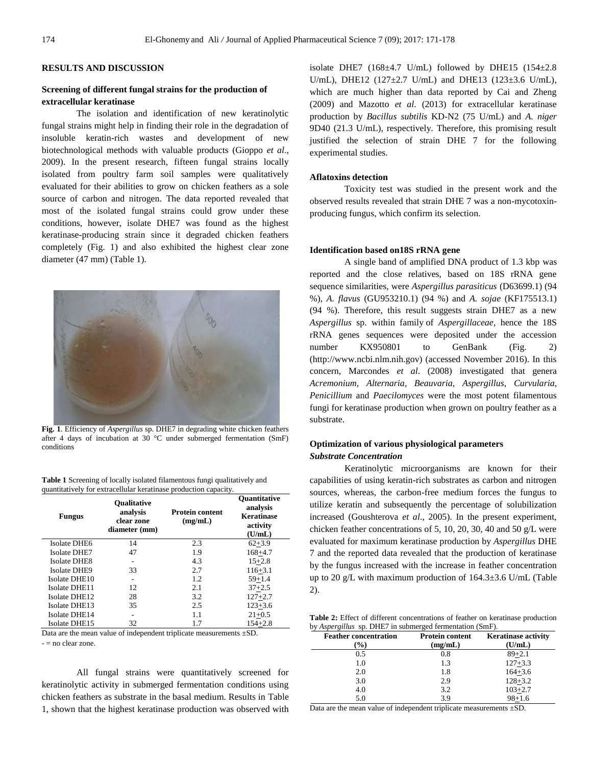## RESULTS AND DISCUSSION

### Screening of different fungal strains for the production of extracellular keratinase

The isolation and identification of new keratinolytic fungal strains might help in finding their role in the degradation of insoluble keratin-rich wastes and development of new biotechnological methods with valuable products (Gioppo *et al*., 2009). In the present research, fifteen fungal strains locally isolated from poultry farm soil samples were qualitatively evaluated for their abilities to grow on chicken feathers as a sole source of carbon and nitrogen. The data reported revealed that most of the isolated fungal strains could grow under these conditions, however, isolate DHE7 was found as the highest keratinase-producing strain since it degraded chicken feathers completely (Fig. 1) and also exhibited the highest clear zone diameter (47 mm) (Table 1).

**Fig. 1**. Efficiency of *Aspergillus* sp. DHE7 in degrading white chicken feathers after 4 days of incubation at 30 °C under submerged fermentation (SmF) conditions

**Table 1** Screening of locally isolated filamentous fungi qualitatively and quantitatively for extracellular keratinase production capacity.

| Fungus | Qualitative analysis clear zone diameter (mm) | Protein content (mg/mL) | Quantitative analysis Keratinase activity (U/mL) |
|---|---|---|---|
| Isolate DHE6 | 14 | 2.3 | 62±3.9 |
| Isolate DHE7 | 47 | 1.9 | 168±4.7 |
| Isolate DHE8 | - | 4.3 | 15±2.8 |
| Isolate DHE9 | 33 | 2.7 | 116±3.1 |
| Isolate DHE10 | - | 1.2 | 59±1.4 |
| Isolate DHE11 | 12 | 2.1 | 37±2.5 |
| Isolate DHE12 | 28 | 3.2 | 127±2.7 |
| Isolate DHE13 | 35 | 2.5 | 123±3.6 |
| Isolate DHE14 | - | 1.1 | 21±0.5 |
| Isolate DHE15 | 32 | 1.7 | 154±2.8 |

Data are the mean value of independent triplicate measurements ±SD.
- = no clear zone.

All fungal strains were quantitatively screened for keratinolytic activity in submerged fermentation conditions using chicken feathers as substrate in the basal medium. Results in Table 1, shown that the highest keratinase production was observed with isolate DHE7 (168±4.7 U/mL) followed by DHE15 (154±2.8 U/mL), DHE12 (127±2.7 U/mL) and DHE13 (123±3.6 U/mL), which are much higher than data reported by Cai and Zheng (2009) and Mazotto *et al*. (2013) for extracellular keratinase production by *Bacillus subtilis* KD-N2 (75 U/mL) and *A. niger* 9D40 (21.3 U/mL), respectively. Therefore, this promising result justified the selection of strain DHE 7 for the following experimental studies.

### Aflatoxins detection

Toxicity test was studied in the present work and the observed results revealed that strain DHE 7 was a non-mycotoxin-producing fungus, which confirm its selection.

### Identification based on18S rRNA gene

A single band of amplified DNA product of 1.3 kbp was reported and the close relatives, based on 18S rRNA gene sequence similarities, were *Aspergillus parasiticus* (D63699.1) (94 %), *A. flavus* (GU953210.1) (94 %) and *A. sojae* (KF175513.1) (94 %). Therefore, this result suggests strain DHE7 as a new *Aspergillus* sp. within family of *Aspergillaceae*, hence the 18S rRNA genes sequences were deposited under the accession number KX950801 to GenBank (Fig. 2) (http://www.ncbi.nlm.nih.gov) (accessed November 2016). In this concern, Marcondes *et al*. (2008) investigated that genera *Acremonium*, *Alternaria*, *Beauvaria*, *Aspergillus*, *Curvularia*, *Penicillium* and *Paecilomyces* were the most potent filamentous fungi for keratinase production when grown on poultry feather as a substrate.

### Optimization of various physiological parameters

#### *Substrate Concentration*

Keratinolytic microorganisms are known for their capabilities of using keratin-rich substrates as carbon and nitrogen sources, whereas, the carbon-free medium forces the fungus to utilize keratin and subsequently the percentage of solubilization increased (Goushterova *et al*., 2005). In the present experiment, chicken feather concentrations of 5, 10, 20, 30, 40 and 50 g/L were evaluated for maximum keratinase production by *Aspergillus* DHE 7 and the reported data revealed that the production of keratinase by the fungus increased with the increase in feather concentration up to 20 g/L with maximum production of 164.3±3.6 U/mL (Table 2).

**Table 2:** Effect of different concentrations of feather on keratinase production by *Aspergillus* sp. DHE7 in submerged fermentation (SmF).

| Feather concentration (%) | Protein content (mg/mL) | Keratinase activity (U/mL) |
|---|---|---|
| 0.5 | 0.8 | 89±2.1 |
| 1.0 | 1.3 | 127±3.3 |
| 2.0 | 1.8 | 164±3.6 |
| 3.0 | 2.9 | 128±3.2 |
| 4.0 | 3.2 | 103±2.7 |
| 5.0 | 3.9 | 98±1.6 |

Data are the mean value of independent triplicate measurements ±SD.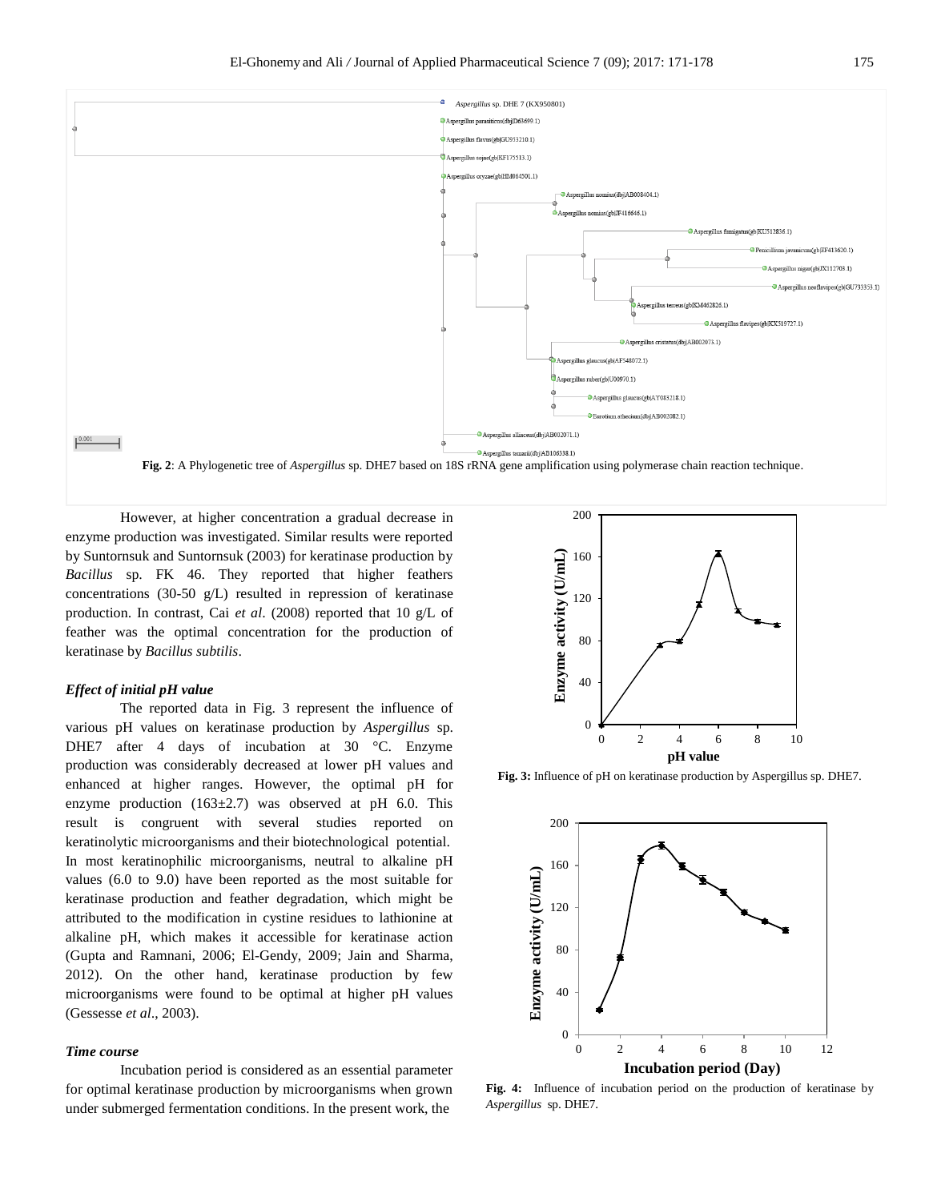**Fig. 2**: A Phylogenetic tree of *Aspergillus* sp. DHE7 based on 18S rRNA gene amplification using polymerase chain reaction technique.

However, at higher concentration a gradual decrease in enzyme production was investigated. Similar results were reported by Suntornsuk and Suntornsuk (2003) for keratinase production by *Bacillus* sp. FK 46. They reported that higher feathers concentrations (30-50 g/L) resulted in repression of keratinase production. In contrast, Cai *et al*. (2008) reported that 10 g/L of feather was the optimal concentration for the production of keratinase by *Bacillus subtilis*.

### *Effect of initial pH value*

The reported data in Fig. 3 represent the influence of various pH values on keratinase production by *Aspergillus* sp. DHE7 after 4 days of incubation at 30 °C. Enzyme production was considerably decreased at lower pH values and enhanced at higher ranges. However, the optimal pH for enzyme production (163±2.7) was observed at pH 6.0. This result is congruent with several studies reported on keratinolytic microorganisms and their biotechnological potential. In most keratinophilic microorganisms, neutral to alkaline pH values (6.0 to 9.0) have been reported as the most suitable for keratinase production and feather degradation, which might be attributed to the modification in cystine residues to lathionine at alkaline pH, which makes it accessible for keratinase action (Gupta and Ramnani, 2006; El-Gendy, 2009; Jain and Sharma, 2012). On the other hand, keratinase production by few microorganisms were found to be optimal at higher pH values (Gessesse *et al*., 2003).

### *Time course*

Incubation period is considered as an essential parameter for optimal keratinase production by microorganisms when grown under submerged fermentation conditions. In the present work, the

**Fig. 3:** Influence of pH on keratinase production by Aspergillus sp. DHE7.

**Fig. 4:** Influence of incubation period on the production of keratinase by *Aspergillus* sp. DHE7.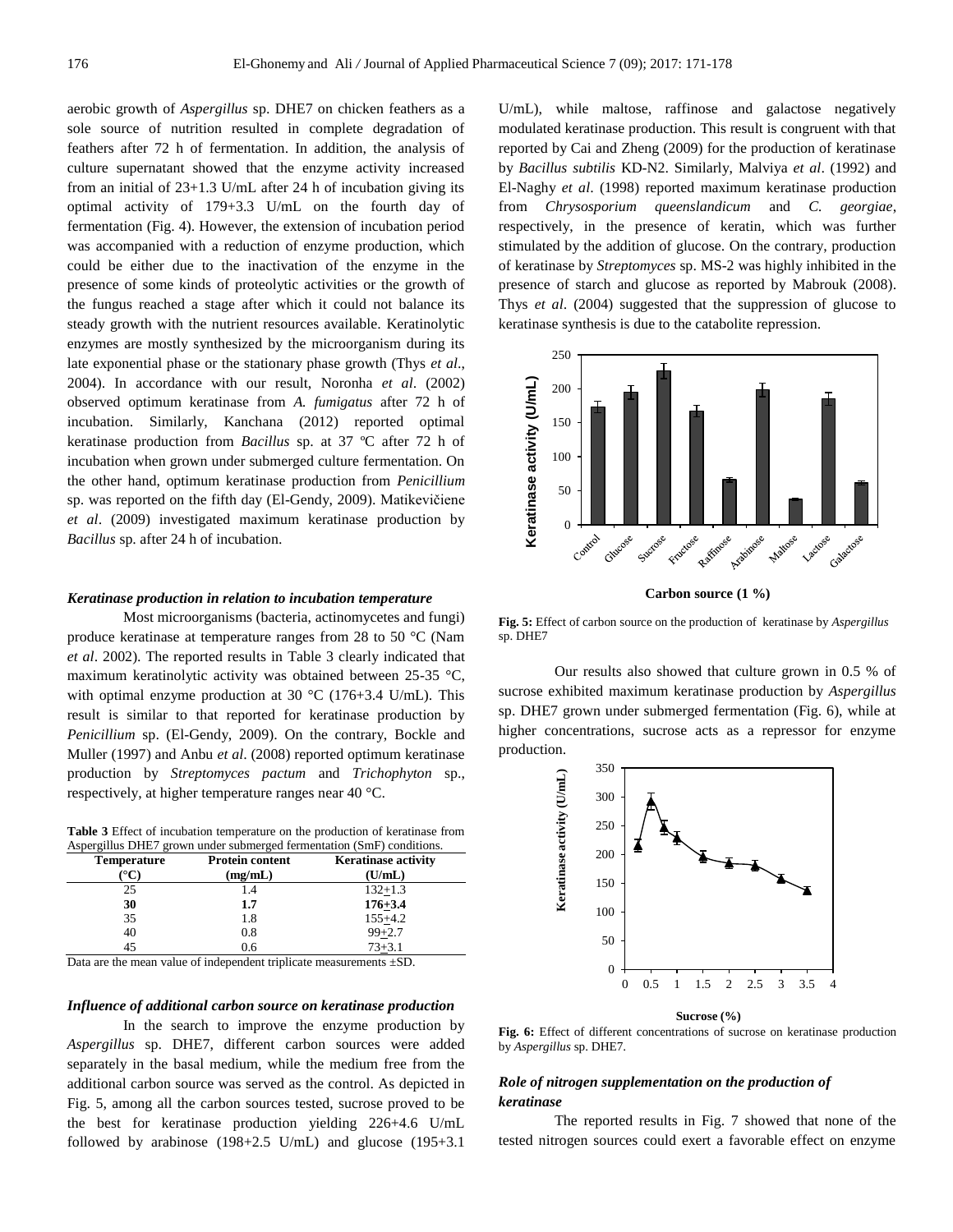aerobic growth of *Aspergillus* sp. DHE7 on chicken feathers as a sole source of nutrition resulted in complete degradation of feathers after 72 h of fermentation. In addition, the analysis of culture supernatant showed that the enzyme activity increased from an initial of 23+1.3 U/mL after 24 h of incubation giving its optimal activity of 179+3.3 U/mL on the fourth day of fermentation (Fig. 4). However, the extension of incubation period was accompanied with a reduction of enzyme production, which could be either due to the inactivation of the enzyme in the presence of some kinds of proteolytic activities or the growth of the fungus reached a stage after which it could not balance its steady growth with the nutrient resources available. Keratinolytic enzymes are mostly synthesized by the microorganism during its late exponential phase or the stationary phase growth (Thys *et al*., 2004). In accordance with our result, Noronha *et al*. (2002) observed optimum keratinase from *A. fumigatus* after 72 h of incubation. Similarly, Kanchana (2012) reported optimal keratinase production from *Bacillus* sp. at 37 ºC after 72 h of incubation when grown under submerged culture fermentation. On the other hand, optimum keratinase production from *Penicillium* sp. was reported on the fifth day (El-Gendy, 2009). Matikevičiene *et al*. (2009) investigated maximum keratinase production by *Bacillus* sp. after 24 h of incubation.

### *Keratinase production in relation to incubation temperature*

Most microorganisms (bacteria, actinomycetes and fungi) produce keratinase at temperature ranges from 28 to 50 °C (Nam *et al*. 2002). The reported results in Table 3 clearly indicated that maximum keratinolytic activity was obtained between 25-35 °C, with optimal enzyme production at 30 °C (176+3.4 U/mL). This result is similar to that reported for keratinase production by *Penicillium* sp. (El-Gendy, 2009). On the contrary, Bockle and Muller (1997) and Anbu *et al*. (2008) reported optimum keratinase production by *Streptomyces pactum* and *Trichophyton* sp., respectively, at higher temperature ranges near 40 °C.

**Table 3** Effect of incubation temperature on the production of keratinase from Aspergillus DHE7 grown under submerged fermentation (SmF) conditions.

| Temperature (°C) | Protein content (mg/mL) | Keratinase activity (U/mL) |
|---|---|---|
| 25 | 1.4 | 132+1.3 |
| **30** | **1.7** | **176+3.4** |
| 35 | 1.8 | 155+4.2 |
| 40 | 0.8 | 99+2.7 |
| 45 | 0.6 | 73+3.1 |

Data are the mean value of independent triplicate measurements ±SD.

### *Influence of additional carbon source on keratinase production*

In the search to improve the enzyme production by *Aspergillus* sp. DHE7, different carbon sources were added separately in the basal medium, while the medium free from the additional carbon source was served as the control. As depicted in Fig. 5, among all the carbon sources tested, sucrose proved to be the best for keratinase production yielding 226+4.6 U/mL followed by arabinose (198+2.5 U/mL) and glucose (195+3.1 U/mL), while maltose, raffinose and galactose negatively modulated keratinase production. This result is congruent with that reported by Cai and Zheng (2009) for the production of keratinase by *Bacillus subtilis* KD-N2. Similarly, Malviya *et al*. (1992) and El-Naghy *et al*. (1998) reported maximum keratinase production from *Chrysosporium queenslandicum* and *C. georgiae*, respectively, in the presence of keratin, which was further stimulated by the addition of glucose. On the contrary, production of keratinase by *Streptomyces* sp. MS-2 was highly inhibited in the presence of starch and glucose as reported by Mabrouk (2008). Thys *et al*. (2004) suggested that the suppression of glucose to keratinase synthesis is due to the catabolite repression.

**Fig. 5:** Effect of carbon source on the production of keratinase by *Aspergillus* sp. DHE7

Our results also showed that culture grown in 0.5 % of sucrose exhibited maximum keratinase production by *Aspergillus* sp. DHE7 grown under submerged fermentation (Fig. 6), while at higher concentrations, sucrose acts as a repressor for enzyme production.

**Fig. 6:** Effect of different concentrations of sucrose on keratinase production by *Aspergillus* sp. DHE7.

### *Role of nitrogen supplementation on the production of keratinase*

The reported results in Fig. 7 showed that none of the tested nitrogen sources could exert a favorable effect on enzyme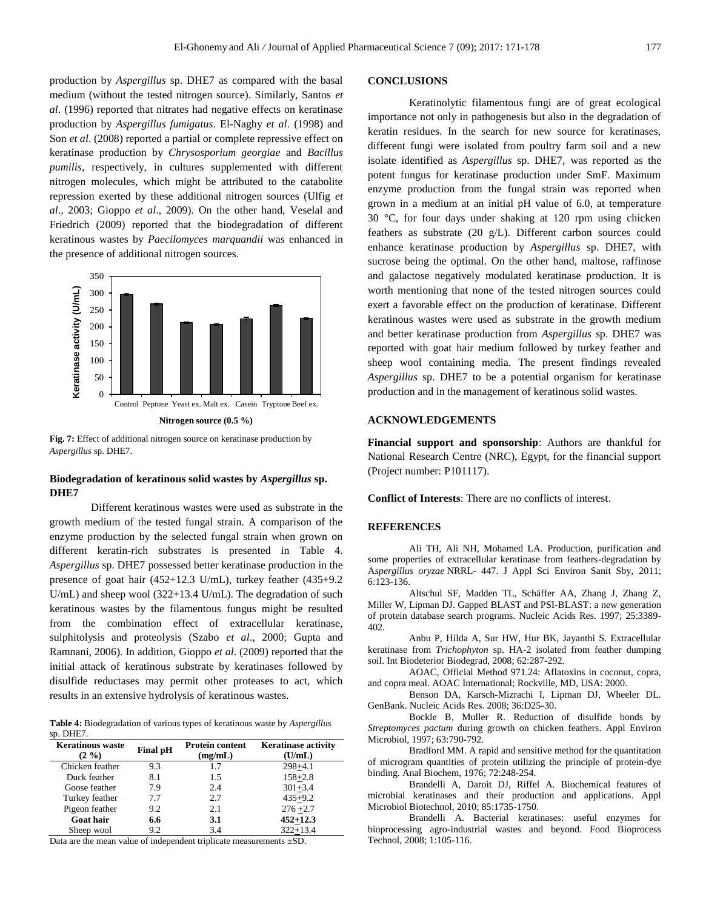production by *Aspergillus* sp. DHE7 as compared with the basal medium (without the tested nitrogen source). Similarly, Santos *et al*. (1996) reported that nitrates had negative effects on keratinase production by *Aspergillus fumigatus*. El-Naghy *et al*. (1998) and Son *et al*. (2008) reported a partial or complete repressive effect on keratinase production by *Chrysosporium georgiae* and *Bacillus pumilis*, respectively, in cultures supplemented with different nitrogen molecules, which might be attributed to the catabolite repression exerted by these additional nitrogen sources (Ulfig *et al*., 2003; Gioppo *et al*., 2009). On the other hand, Veselal and Friedrich (2009) reported that the biodegradation of different keratinous wastes by *Paecilomyces marquandii* was enhanced in the presence of additional nitrogen sources.

**Fig. 7:** Effect of additional nitrogen source on keratinase production by *Aspergillus* sp. DHE7.

### Biodegradation of keratinous solid wastes by *Aspergillus* sp. DHE7

Different keratinous wastes were used as substrate in the growth medium of the tested fungal strain. A comparison of the enzyme production by the selected fungal strain when grown on different keratin-rich substrates is presented in Table 4. *Aspergillus* sp. DHE7 possessed better keratinase production in the presence of goat hair (452+12.3 U/mL), turkey feather (435+9.2 U/mL) and sheep wool (322+13.4 U/mL). The degradation of such keratinous wastes by the filamentous fungus might be resulted from the combination effect of extracellular keratinase, sulphitolysis and proteolysis (Szabo *et al*., 2000; Gupta and Ramnani, 2006). In addition, Gioppo *et al*. (2009) reported that the initial attack of keratinous substrate by keratinases followed by disulfide reductases may permit other proteases to act, which results in an extensive hydrolysis of keratinous wastes.

**Table 4:** Biodegradation of various types of keratinous waste by *Aspergillus* sp. DHE7.

| Keratinous waste (2 %) | Final pH | Protein content (mg/mL) | Keratinase activity (U/mL) |
|---|---|---|---|
| Chicken feather | 9.3 | 1.7 | 298+4.1 |
| Duck feather | 8.1 | 1.5 | 158+2.8 |
| Goose feather | 7.9 | 2.4 | 301+3.4 |
| Turkey feather | 7.7 | 2.7 | 435+9.2 |
| Pigeon feather | 9.2 | 2.1 | 276 +2.7 |
| **Goat hair** | **6.6** | **3.1** | **452+12.3** |
| Sheep wool | 9.2 | 3.4 | 322+13.4 |

Data are the mean value of independent triplicate measurements ±SD.

## CONCLUSIONS

Keratinolytic filamentous fungi are of great ecological importance not only in pathogenesis but also in the degradation of keratin residues. In the search for new source for keratinases, different fungi were isolated from poultry farm soil and a new isolate identified as *Aspergillus* sp. DHE7, was reported as the potent fungus for keratinase production under SmF. Maximum enzyme production from the fungal strain was reported when grown in a medium at an initial pH value of 6.0, at temperature 30 °C, for four days under shaking at 120 rpm using chicken feathers as substrate (20 g/L). Different carbon sources could enhance keratinase production by *Aspergillus* sp. DHE7, with sucrose being the optimal. On the other hand, maltose, raffinose and galactose negatively modulated keratinase production. It is worth mentioning that none of the tested nitrogen sources could exert a favorable effect on the production of keratinase. Different keratinous wastes were used as substrate in the growth medium and better keratinase production from *Aspergillus* sp. DHE7 was reported with goat hair medium followed by turkey feather and sheep wool containing media. The present findings revealed *Aspergillus* sp. DHE7 to be a potential organism for keratinase production and in the management of keratinous solid wastes.

## ACKNOWLEDGEMENTS

**Financial support and sponsorship**: Authors are thankful for National Research Centre (NRC), Egypt, for the financial support (Project number: P101117).

**Conflict of Interests**: There are no conflicts of interest.

## REFERENCES

Ali TH, Ali NH, Mohamed LA. Production, purification and some properties of extracellular keratinase from feathers-degradation by A*spergillus oryzae* NRRL- 447. J Appl Sci Environ Sanit Sby, 2011; 6:123-136.

Altschul SF, Madden TL, Schäffer AA, Zhang J, Zhang Z, Miller W, Lipman DJ. Gapped BLAST and PSI-BLAST: a new generation of protein database search programs. Nucleic Acids Res. 1997; 25:3389-402.

Anbu P, Hilda A, Sur HW, Hur BK, Jayanthi S. Extracellular keratinase from *Trichophyton* sp. HA-2 isolated from feather dumping soil. Int Biodeterior Biodegrad, 2008; 62:287-292.

AOAC, Official Method 971.24: Aflatoxins in coconut, copra, and copra meal. AOAC International; Rockville, MD, USA: 2000.

Benson DA, Karsch-Mizrachi I, Lipman DJ, Wheeler DL. GenBank. Nucleic Acids Res. 2008; 36:D25-30.

Bockle B, Muller R. Reduction of disulfide bonds by *Streptomyces pactum* during growth on chicken feathers. Appl Environ Microbiol, 1997; 63:790-792.

Bradford MM. A rapid and sensitive method for the quantitation of microgram quantities of protein utilizing the principle of protein-dye binding. Anal Biochem, 1976; 72:248-254.

Brandelli A, Daroit DJ, Riffel A. Biochemical features of microbial keratinases and their production and applications. Appl Microbiol Biotechnol, 2010; 85:1735-1750.

Brandelli A. Bacterial keratinases: useful enzymes for bioprocessing agro-industrial wastes and beyond. Food Bioprocess Technol, 2008; 1:105-116.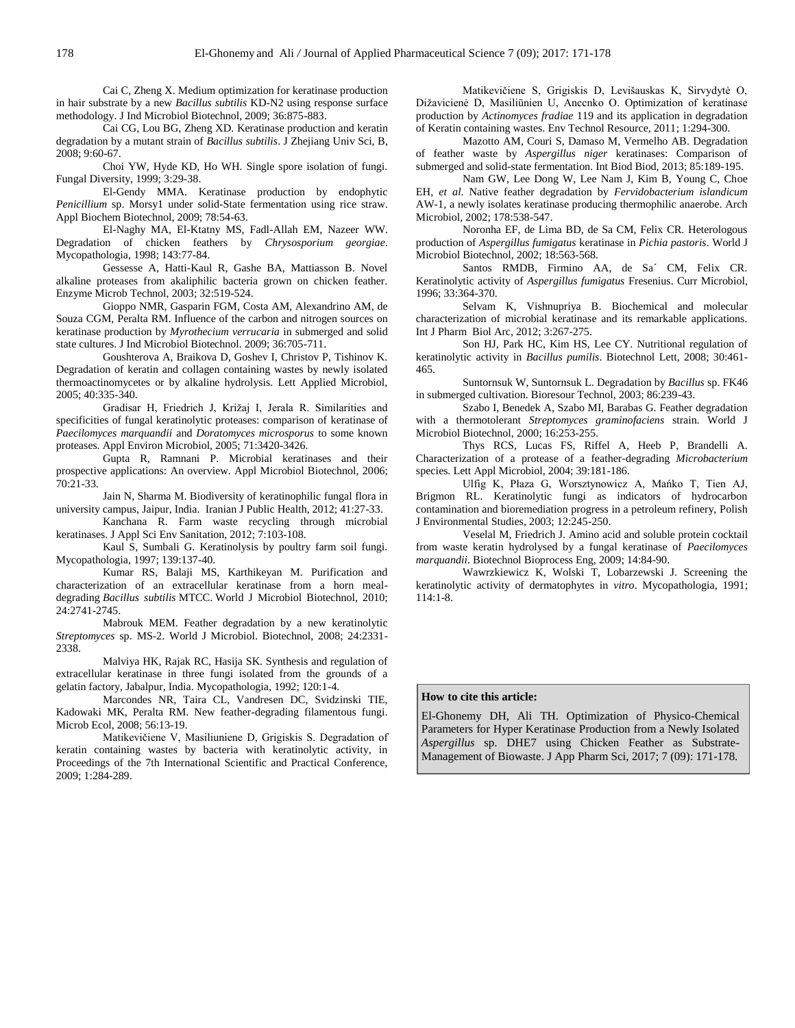Cai C, Zheng X. Medium optimization for keratinase production in hair substrate by a new *Bacillus subtilis* KD-N2 using response surface methodology. J Ind Microbiol Biotechnol, 2009; 36:875-883.

Cai CG, Lou BG, Zheng XD. Keratinase production and keratin degradation by a mutant strain of *Bacillus subtilis*. J Zhejiang Univ Sci, B, 2008; 9:60-67.

Choi YW, Hyde KD, Ho WH. Single spore isolation of fungi. Fungal Diversity, 1999; 3:29-38.

El-Gendy MMA. Keratinase production by endophytic *Penicillium* sp. Morsy1 under solid-State fermentation using rice straw. Appl Biochem Biotechnol, 2009; 78:54-63.

El-Naghy MA, El-Ktatny MS, Fadl-Allah EM, Nazeer WW. Degradation of chicken feathers by *Chrysosporium georgiae*. Mycopathologia, 1998; 143:77-84.

Gessesse A, Hatti-Kaul R, Gashe BA, Mattiasson B. Novel alkaline proteases from akaliphilic bacteria grown on chicken feather. Enzyme Microb Technol, 2003; 32:519-524.

Gioppo NMR, Gasparin FGM, Costa AM, Alexandrino AM, de Souza CGM, Peralta RM. Influence of the carbon and nitrogen sources on keratinase production by *Myrothecium verrucaria* in submerged and solid state cultures. J Ind Microbiol Biotechnol. 2009; 36:705-711.

Goushterova A, Braikova D, Goshev I, Christov P, Tishinov K. Degradation of keratin and collagen containing wastes by newly isolated thermoactinomycetes or by alkaline hydrolysis. Lett Applied Microbiol, 2005; 40:335-340.

Gradisar H, Friedrich J, Križaj I, Jerala R. Similarities and specificities of fungal keratinolytic proteases: comparison of keratinase of *Paecilomyces marquandii* and *Doratomyces microsporus* to some known proteases. Appl Environ Microbiol, 2005; 71:3420-3426.

Gupta R, Ramnani P. Microbial keratinases and their prospective applications: An overview. Appl Microbiol Biotechnol, 2006; 70:21-33.

Jain N, Sharma M. Biodiversity of keratinophilic fungal flora in university campus, Jaipur, India. Iranian J Public Health, 2012; 41:27-33.

Kanchana R. Farm waste recycling through microbial keratinases. J Appl Sci Env Sanitation, 2012; 7:103-108.

Kaul S, Sumbali G. Keratinolysis by poultry farm soil fungi. Mycopathologia, 1997; 139:137-40.

Kumar RS, Balaji MS, Karthikeyan M. Purification and characterization of an extracellular keratinase from a horn meal-degrading *Bacillus subtilis* MTCC. World J Microbiol Biotechnol, 2010; 24:2741-2745.

Mabrouk MEM. Feather degradation by a new keratinolytic *Streptomyces* sp. MS-2. World J Microbiol. Biotechnol, 2008; 24:2331-2338.

Malviya HK, Rajak RC, Hasija SK. Synthesis and regulation of extracellular keratinase in three fungi isolated from the grounds of a gelatin factory, Jabalpur, India. Mycopathologia, 1992; 120:1-4.

Marcondes NR, Taira CL, Vandresen DC, Svidzinski TIE, Kadowaki MK, Peralta RM. New feather-degrading filamentous fungi. Microb Ecol, 2008; 56:13-19.

Matikevičiene V, Masiliuniene D, Grigiskis S. Degradation of keratin containing wastes by bacteria with keratinolytic activity, in Proceedings of the 7th International Scientific and Practical Conference, 2009; 1:284-289.

Matikevičiene S, Grigiskis D, Levišauskas K, Sirvydytė O, Dižavicienė D, Masiliūnien U, Anccnko O. Optimization of keratinase production by *Actinomyces fradiae* 119 and its application in degradation of Keratin containing wastes. Env Technol Resource, 2011; 1:294-300.

Mazotto AM, Couri S, Damaso M, Vermelho AB. Degradation of feather waste by *Aspergillus niger* keratinases: Comparison of submerged and solid-state fermentation. Int Biod Biod, 2013; 85:189-195.

Nam GW, Lee Dong W, Lee Nam J, Kim B, Young C, Choe EH, *et al*. Native feather degradation by *Fervidobacterium islandicum* AW-1, a newly isolates keratinase producing thermophilic anaerobe. Arch Microbiol, 2002; 178:538-547.

Noronha EF, de Lima BD, de Sa CM, Felix CR. Heterologous production of *Aspergillus fumigatus* keratinase in *Pichia pastoris*. World J Microbiol Biotechnol, 2002; 18:563-568.

Santos RMDB, Firmino AA, de Sa´ CM, Felix CR. Keratinolytic activity of *Aspergillus fumigatus* Fresenius. Curr Microbiol, 1996; 33:364-370.

Selvam K, Vishnupriya B. Biochemical and molecular characterization of microbial keratinase and its remarkable applications. Int J Pharm Biol Arc, 2012; 3:267-275.

Son HJ, Park HC, Kim HS, Lee CY. Nutritional regulation of keratinolytic activity in *Bacillus pumilis*. Biotechnol Lett, 2008; 30:461-465.

Suntornsuk W, Suntornsuk L. Degradation by *Bacillus* sp. FK46 in submerged cultivation. Bioresour Technol, 2003; 86:239-43.

Szabo I, Benedek A, Szabo MI, Barabas G. Feather degradation with a thermotolerant *Streptomyces graminofaciens* strain. World J Microbiol Biotechnol, 2000; 16:253-255.

Thys RCS, Lucas FS, Riffel A, Heeb P, Brandelli A. Characterization of a protease of a feather-degrading *Microbacterium* species. Lett Appl Microbiol, 2004; 39:181-186.

Ulfig K, Płaza G, Worsztynowicz A, Mańko T, Tien AJ, Brigmon RL. Keratinolytic fungi as indicators of hydrocarbon contamination and bioremediation progress in a petroleum refinery, Polish J Environmental Studies, 2003; 12:245-250.

Veselal M, Friedrich J. Amino acid and soluble protein cocktail from waste keratin hydrolysed by a fungal keratinase of *Paecilomyces marquandii*. Biotechnol Bioprocess Eng, 2009; 14:84-90.

Wawrzkiewicz K, Wolski T, Lobarzewski J. Screening the keratinolytic activity of dermatophytes in *vitro*. Mycopathologia, 1991; 114:1-8.

**How to cite this article:**

El-Ghonemy DH, Ali TH. Optimization of Physico-Chemical Parameters for Hyper Keratinase Production from a Newly Isolated *Aspergillus* sp. DHE7 using Chicken Feather as Substrate-Management of Biowaste. J App Pharm Sci, 2017; 7 (09): 171-178.